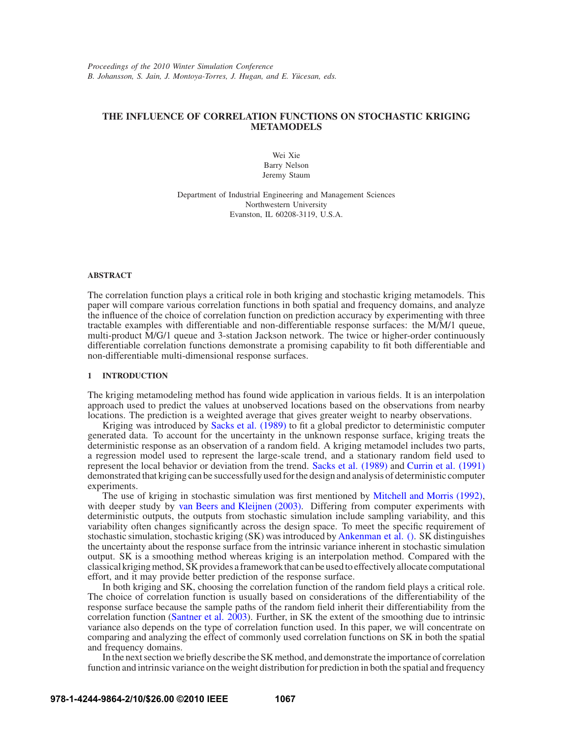*Proceedings of the 2010 Winter Simulation Conference*
*B. Johansson, S. Jain, J. Montoya-Torres, J. Hugan, and E. Yücesan, eds.*

# THE INFLUENCE OF CORRELATION FUNCTIONS ON STOCHASTIC KRIGING METAMODELS

Wei Xie
Barry Nelson
Jeremy Staum

Department of Industrial Engineering and Management Sciences
Northwestern University
Evanston, IL 60208-3119, U.S.A.

## ABSTRACT

The correlation function plays a critical role in both kriging and stochastic kriging metamodels. This paper will compare various correlation functions in both spatial and frequency domains, and analyze the influence of the choice of correlation function on prediction accuracy by experimenting with three tractable examples with differentiable and non-differentiable response surfaces: the M/M/1 queue, multi-product M/G/1 queue and 3-station Jackson network. The twice or higher-order continuously differentiable correlation functions demonstrate a promising capability to fit both differentiable and non-differentiable multi-dimensional response surfaces.

## 1 INTRODUCTION

The kriging metamodeling method has found wide application in various fields. It is an interpolation approach used to predict the values at unobserved locations based on the observations from nearby locations. The prediction is a weighted average that gives greater weight to nearby observations.

Kriging was introduced by Sacks et al. (1989) to fit a global predictor to deterministic computer generated data. To account for the uncertainty in the unknown response surface, kriging treats the deterministic response as an observation of a random field. A kriging metamodel includes two parts, a regression model used to represent the large-scale trend, and a stationary random field used to represent the local behavior or deviation from the trend. Sacks et al. (1989) and Currin et al. (1991) demonstrated that kriging can be successfully used for the design and analysis of deterministic computer experiments.

The use of kriging in stochastic simulation was first mentioned by Mitchell and Morris (1992), with deeper study by van Beers and Kleijnen (2003). Differing from computer experiments with deterministic outputs, the outputs from stochastic simulation include sampling variability, and this variability often changes significantly across the design space. To meet the specific requirement of stochastic simulation, stochastic kriging (SK) was introduced by Ankenman et al. (). SK distinguishes the uncertainty about the response surface from the intrinsic variance inherent in stochastic simulation output. SK is a smoothing method whereas kriging is an interpolation method. Compared with the classical kriging method, SK provides a framework that can be used to effectively allocate computational effort, and it may provide better prediction of the response surface.

In both kriging and SK, choosing the correlation function of the random field plays a critical role. The choice of correlation function is usually based on considerations of the differentiability of the response surface because the sample paths of the random field inherit their differentiability from the correlation function (Santner et al. 2003). Further, in SK the extent of the smoothing due to intrinsic variance also depends on the type of correlation function used. In this paper, we will concentrate on comparing and analyzing the effect of commonly used correlation functions on SK in both the spatial and frequency domains.

In the next section we briefly describe the SK method, and demonstrate the importance of correlation function and intrinsic variance on the weight distribution for prediction in both the spatial and frequency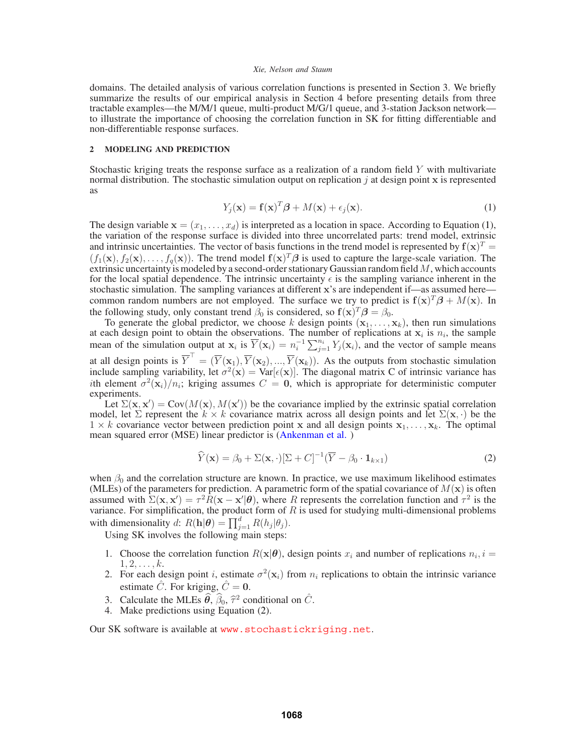domains. The detailed analysis of various correlation functions is presented in Section 3. We briefly summarize the results of our empirical analysis in Section 4 before presenting details from three tractable examples—the M/M/1 queue, multi-product M/G/1 queue, and 3-station Jackson network—to illustrate the importance of choosing the correlation function in SK for fitting differentiable and non-differentiable response surfaces.

## 2 MODELING AND PREDICTION

Stochastic kriging treats the response surface as a realization of a random field $Y$ with multivariate normal distribution. The stochastic simulation output on replication $j$ at design point $\mathbf{x}$ is represented as

$$Y_j(\mathbf{x}) = \mathbf{f}(\mathbf{x})^T\boldsymbol{\beta} + M(\mathbf{x}) + \epsilon_j(\mathbf{x}). \tag{1}$$

The design variable $\mathbf{x} = (x_1, \ldots, x_d)$ is interpreted as a location in space. According to Equation (1), the variation of the response surface is divided into three uncorrelated parts: trend model, extrinsic and intrinsic uncertainties. The vector of basis functions in the trend model is represented by $\mathbf{f}(\mathbf{x})^T = (f_1(\mathbf{x}), f_2(\mathbf{x}), \ldots, f_q(\mathbf{x}))$. The trend model $\mathbf{f}(\mathbf{x})^T\boldsymbol{\beta}$ is used to capture the large-scale variation. The extrinsic uncertainty is modeled by a second-order stationary Gaussian random field $M$, which accounts for the local spatial dependence. The intrinsic uncertainty $\epsilon$ is the sampling variance inherent in the stochastic simulation. The sampling variances at different $\mathbf{x}$'s are independent if—as assumed here—common random numbers are not employed. The surface we try to predict is $\mathbf{f}(\mathbf{x})^T\boldsymbol{\beta} + M(\mathbf{x})$. In the following study, only constant trend $\beta_0$ is considered, so $\mathbf{f}(\mathbf{x})^T\boldsymbol{\beta} = \beta_0$.

To generate the global predictor, we choose $k$ design points $(\mathbf{x}_1, \ldots, \mathbf{x}_k)$, then run simulations at each design point to obtain the observations. The number of replications at $\mathbf{x}_i$ is $n_i$, the sample mean of the simulation output at $\mathbf{x}_i$ is $\overline{Y}(\mathbf{x}_i) = n_i^{-1}\sum_{j=1}^{n_i} Y_j(\mathbf{x}_i)$, and the vector of sample means at all design points is $\overline{Y}^\top = (\overline{Y}(\mathbf{x}_1), \overline{Y}(\mathbf{x}_2), ..., \overline{Y}(\mathbf{x}_k))$. As the outputs from stochastic simulation include sampling variability, let $\sigma^2(\mathbf{x}) = \text{Var}[\epsilon(\mathbf{x})]$. The diagonal matrix C of intrinsic variance has $i$th element $\sigma^2(\mathbf{x}_i)/n_i$; kriging assumes $C = \mathbf{0}$, which is appropriate for deterministic computer experiments.

Let $\Sigma(\mathbf{x}, \mathbf{x}') = \text{Cov}(M(\mathbf{x}), M(\mathbf{x}'))$ be the covariance implied by the extrinsic spatial correlation model, let $\Sigma$ represent the $k \times k$ covariance matrix across all design points and let $\Sigma(\mathbf{x}, \cdot)$ be the $1 \times k$ covariance vector between prediction point $\mathbf{x}$ and all design points $\mathbf{x}_1, \ldots, \mathbf{x}_k$. The optimal mean squared error (MSE) linear predictor is (Ankenman et al. )

$$\widehat{Y}(\mathbf{x}) = \beta_0 + \Sigma(\mathbf{x}, \cdot)[\Sigma + C]^{-1}(\overline{Y} - \beta_0 \cdot \mathbf{1}_{k\times 1}) \tag{2}$$

when $\beta_0$ and the correlation structure are known. In practice, we use maximum likelihood estimates (MLEs) of the parameters for prediction. A parametric form of the spatial covariance of $M(\mathbf{x})$ is often assumed with $\Sigma(\mathbf{x}, \mathbf{x}') = \tau^2 R(\mathbf{x} - \mathbf{x}'|\boldsymbol{\theta})$, where $R$ represents the correlation function and $\tau^2$ is the variance. For simplification, the product form of $R$ is used for studying multi-dimensional problems with dimensionality $d$: $R(\mathbf{h}|\boldsymbol{\theta}) = \prod_{j=1}^{d} R(h_j|\theta_j)$.

Using SK involves the following main steps:

1. Choose the correlation function $R(\mathbf{x}|\boldsymbol{\theta})$, design points $x_i$ and number of replications $n_i, i = 1, 2, \ldots, k$.
2. For each design point $i$, estimate $\sigma^2(\mathbf{x}_i)$ from $n_i$ replications to obtain the intrinsic variance estimate $\hat{C}$. For kriging, $\hat{C} = \mathbf{0}$.
3. Calculate the MLEs $\widehat{\boldsymbol{\theta}}, \widehat{\beta}_0, \widehat{\tau}^2$ conditional on $\hat{C}$.
4. Make predictions using Equation (2).

Our SK software is available at www.stochastickriging.net.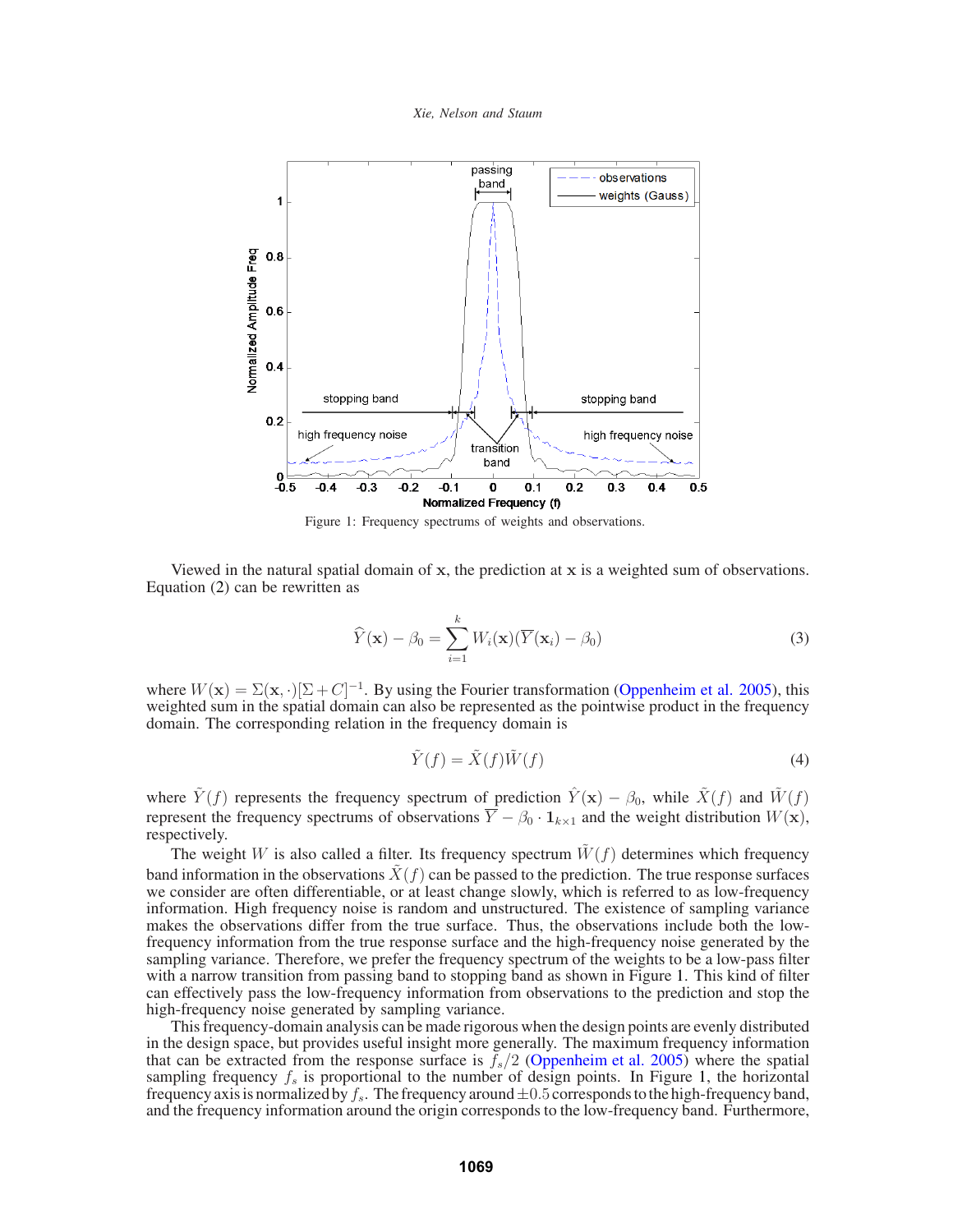Figure 1: Frequency spectrums of weights and observations.

Viewed in the natural spatial domain of $\mathbf{x}$, the prediction at $\mathbf{x}$ is a weighted sum of observations. Equation (2) can be rewritten as

$$\widehat{Y}(\mathbf{x}) - \beta_0 = \sum_{i=1}^{k} W_i(\mathbf{x})(\overline{Y}(\mathbf{x}_i) - \beta_0) \tag{3}$$

where $W(\mathbf{x}) = \Sigma(\mathbf{x}, \cdot)[\Sigma + C]^{-1}$. By using the Fourier transformation (Oppenheim et al. 2005), this weighted sum in the spatial domain can also be represented as the pointwise product in the frequency domain. The corresponding relation in the frequency domain is

$$\tilde{Y}(f) = \tilde{X}(f)\tilde{W}(f) \tag{4}$$

where $\tilde{Y}(f)$ represents the frequency spectrum of prediction $\hat{Y}(\mathbf{x}) - \beta_0$, while $\tilde{X}(f)$ and $\tilde{W}(f)$ represent the frequency spectrums of observations $\overline{Y} - \beta_0 \cdot \mathbf{1}_{k\times 1}$ and the weight distribution $W(\mathbf{x})$, respectively.

The weight $W$ is also called a filter. Its frequency spectrum $\tilde{W}(f)$ determines which frequency band information in the observations $\tilde{X}(f)$ can be passed to the prediction. The true response surfaces we consider are often differentiable, or at least change slowly, which is referred to as low-frequency information. High frequency noise is random and unstructured. The existence of sampling variance makes the observations differ from the true surface. Thus, the observations include both the low-frequency information from the true response surface and the high-frequency noise generated by the sampling variance. Therefore, we prefer the frequency spectrum of the weights to be a low-pass filter with a narrow transition from passing band to stopping band as shown in Figure 1. This kind of filter can effectively pass the low-frequency information from observations to the prediction and stop the high-frequency noise generated by sampling variance.

This frequency-domain analysis can be made rigorous when the design points are evenly distributed in the design space, but provides useful insight more generally. The maximum frequency information that can be extracted from the response surface is $f_s/2$ (Oppenheim et al. 2005) where the spatial sampling frequency $f_s$ is proportional to the number of design points. In Figure 1, the horizontal frequency axis is normalized by $f_s$. The frequency around $\pm 0.5$ corresponds to the high-frequency band, and the frequency information around the origin corresponds to the low-frequency band. Furthermore,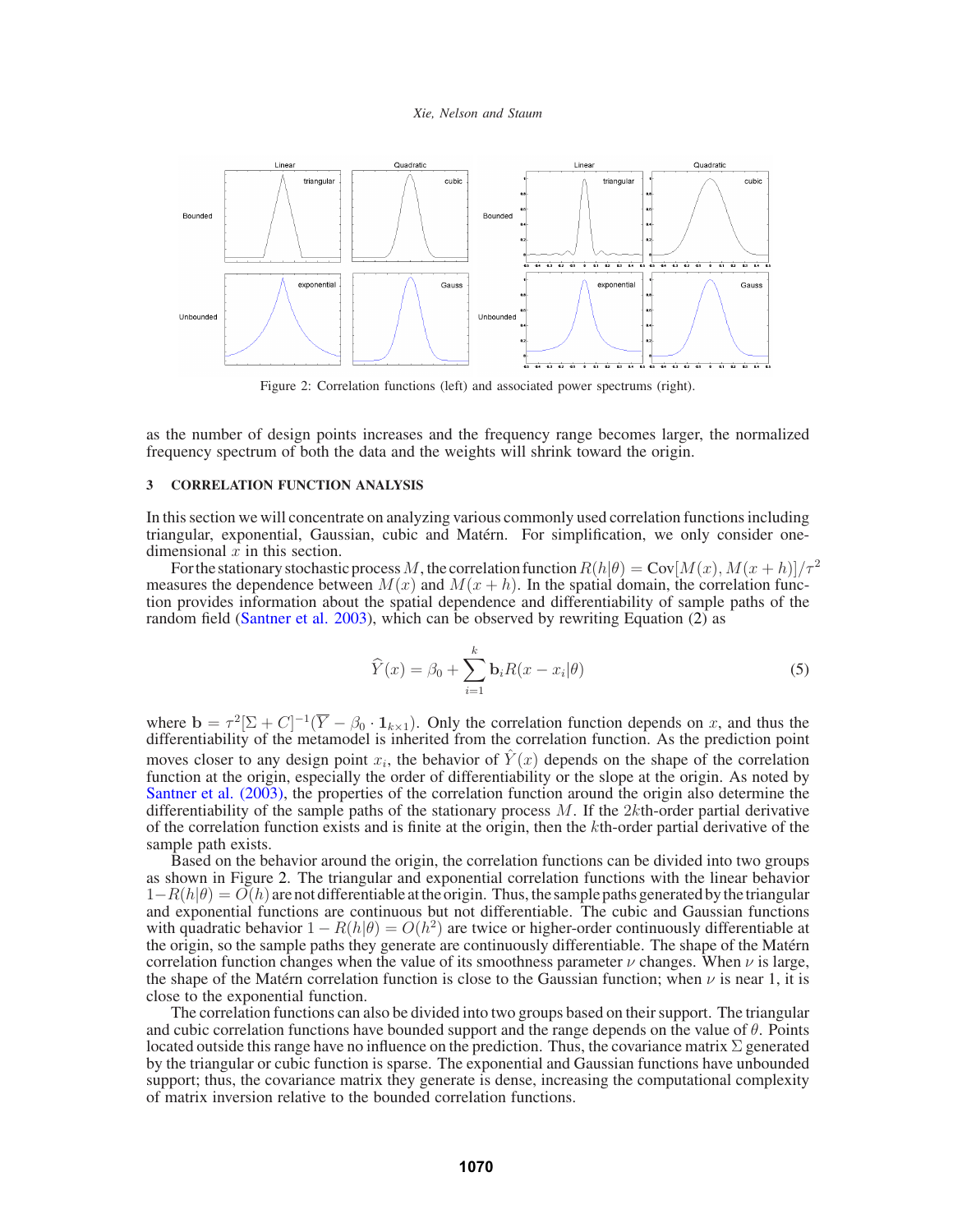Figure 2: Correlation functions (left) and associated power spectrums (right).

as the number of design points increases and the frequency range becomes larger, the normalized frequency spectrum of both the data and the weights will shrink toward the origin.

## 3 CORRELATION FUNCTION ANALYSIS

In this section we will concentrate on analyzing various commonly used correlation functions including triangular, exponential, Gaussian, cubic and Matérn. For simplification, we only consider one-dimensional $x$ in this section.

For the stationary stochastic process $M$, the correlation function $R(h|\theta) = \text{Cov}[M(x), M(x+h)]/\tau^2$ measures the dependence between $M(x)$ and $M(x+h)$. In the spatial domain, the correlation function provides information about the spatial dependence and differentiability of sample paths of the random field (Santner et al. 2003), which can be observed by rewriting Equation (2) as

$$\widehat{Y}(x) = \beta_0 + \sum_{i=1}^{k} \mathbf{b}_i R(x - x_i|\theta) \tag{5}$$

where $\mathbf{b} = \tau^2[\Sigma + C]^{-1}(\overline{Y} - \beta_0 \cdot \mathbf{1}_{k\times 1})$. Only the correlation function depends on $x$, and thus the differentiability of the metamodel is inherited from the correlation function. As the prediction point moves closer to any design point $x_i$, the behavior of $\hat{Y}(x)$ depends on the shape of the correlation function at the origin, especially the order of differentiability or the slope at the origin. As noted by Santner et al. (2003), the properties of the correlation function around the origin also determine the differentiability of the sample paths of the stationary process $M$. If the $2k$th-order partial derivative of the correlation function exists and is finite at the origin, then the $k$th-order partial derivative of the sample path exists.

Based on the behavior around the origin, the correlation functions can be divided into two groups as shown in Figure 2. The triangular and exponential correlation functions with the linear behavior $1 - R(h|\theta) = O(h)$ are not differentiable at the origin. Thus, the sample paths generated by the triangular and exponential functions are continuous but not differentiable. The cubic and Gaussian functions with quadratic behavior $1 - R(h|\theta) = O(h^2)$ are twice or higher-order continuously differentiable at the origin, so the sample paths they generate are continuously differentiable. The shape of the Matérn correlation function changes when the value of its smoothness parameter $\nu$ changes. When $\nu$ is large, the shape of the Matérn correlation function is close to the Gaussian function; when $\nu$ is near 1, it is close to the exponential function.

The correlation functions can also be divided into two groups based on their support. The triangular and cubic correlation functions have bounded support and the range depends on the value of $\theta$. Points located outside this range have no influence on the prediction. Thus, the covariance matrix $\Sigma$ generated by the triangular or cubic function is sparse. The exponential and Gaussian functions have unbounded support; thus, the covariance matrix they generate is dense, increasing the computational complexity of matrix inversion relative to the bounded correlation functions.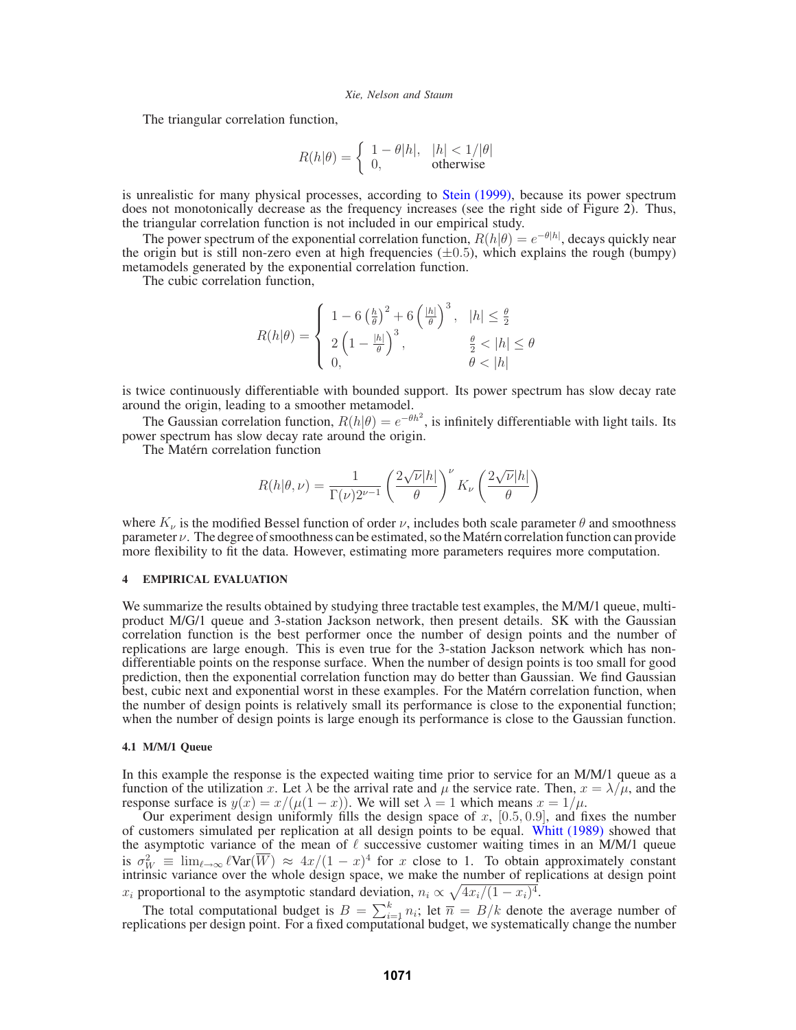The triangular correlation function,

$$R(h|\theta) = \begin{cases} 1 - \theta|h|, & |h| < 1/|\theta| \\ 0, & \text{otherwise} \end{cases}$$

is unrealistic for many physical processes, according to Stein (1999), because its power spectrum does not monotonically decrease as the frequency increases (see the right side of Figure 2). Thus, the triangular correlation function is not included in our empirical study.

The power spectrum of the exponential correlation function, $R(h|\theta) = e^{-\theta|h|}$, decays quickly near the origin but is still non-zero even at high frequencies ($\pm 0.5$), which explains the rough (bumpy) metamodels generated by the exponential correlation function.

The cubic correlation function,

$$R(h|\theta) = \begin{cases} 1 - 6\left(\frac{h}{\theta}\right)^2 + 6\left(\frac{|h|}{\theta}\right)^3, & |h| \le \frac{\theta}{2} \\ 2\left(1 - \frac{|h|}{\theta}\right)^3, & \frac{\theta}{2} < |h| \le \theta \\ 0, & \theta < |h| \end{cases}$$

is twice continuously differentiable with bounded support. Its power spectrum has slow decay rate around the origin, leading to a smoother metamodel.

The Gaussian correlation function, $R(h|\theta) = e^{-\theta h^2}$, is infinitely differentiable with light tails. Its power spectrum has slow decay rate around the origin.

The Matérn correlation function

$$R(h|\theta,\nu) = \frac{1}{\Gamma(\nu)2^{\nu-1}}\left(\frac{2\sqrt{\nu}|h|}{\theta}\right)^{\nu} K_{\nu}\left(\frac{2\sqrt{\nu}|h|}{\theta}\right)$$

where $K_\nu$ is the modified Bessel function of order $\nu$, includes both scale parameter $\theta$ and smoothness parameter $\nu$. The degree of smoothness can be estimated, so the Matérn correlation function can provide more flexibility to fit the data. However, estimating more parameters requires more computation.

## 4 EMPIRICAL EVALUATION

We summarize the results obtained by studying three tractable test examples, the M/M/1 queue, multi-product M/G/1 queue and 3-station Jackson network, then present details. SK with the Gaussian correlation function is the best performer once the number of design points and the number of replications are large enough. This is even true for the 3-station Jackson network which has non-differentiable points on the response surface. When the number of design points is too small for good prediction, then the exponential correlation function may do better than Gaussian. We find Gaussian best, cubic next and exponential worst in these examples. For the Matérn correlation function, when the number of design points is relatively small its performance is close to the exponential function; when the number of design points is large enough its performance is close to the Gaussian function.

### 4.1 M/M/1 Queue

In this example the response is the expected waiting time prior to service for an M/M/1 queue as a function of the utilization $x$. Let $\lambda$ be the arrival rate and $\mu$ the service rate. Then, $x = \lambda/\mu$, and the response surface is $y(x) = x/(\mu(1-x))$. We will set $\lambda = 1$ which means $x = 1/\mu$.

Our experiment design uniformly fills the design space of $x$, $[0.5, 0.9]$, and fixes the number of customers simulated per replication at all design points to be equal. Whitt (1989) showed that the asymptotic variance of the mean of $\ell$ successive customer waiting times in an M/M/1 queue is $\sigma_W^2 \equiv \lim_{\ell\to\infty} \ell \text{Var}(\overline{W}) \approx 4x/(1-x)^4$ for $x$ close to 1. To obtain approximately constant intrinsic variance over the whole design space, we make the number of replications at design point $x_i$ proportional to the asymptotic standard deviation, $n_i \propto \sqrt{4x_i/(1-x_i)^4}$.

The total computational budget is $B = \sum_{i=1}^{k} n_i$; let $\overline{n} = B/k$ denote the average number of replications per design point. For a fixed computational budget, we systematically change the number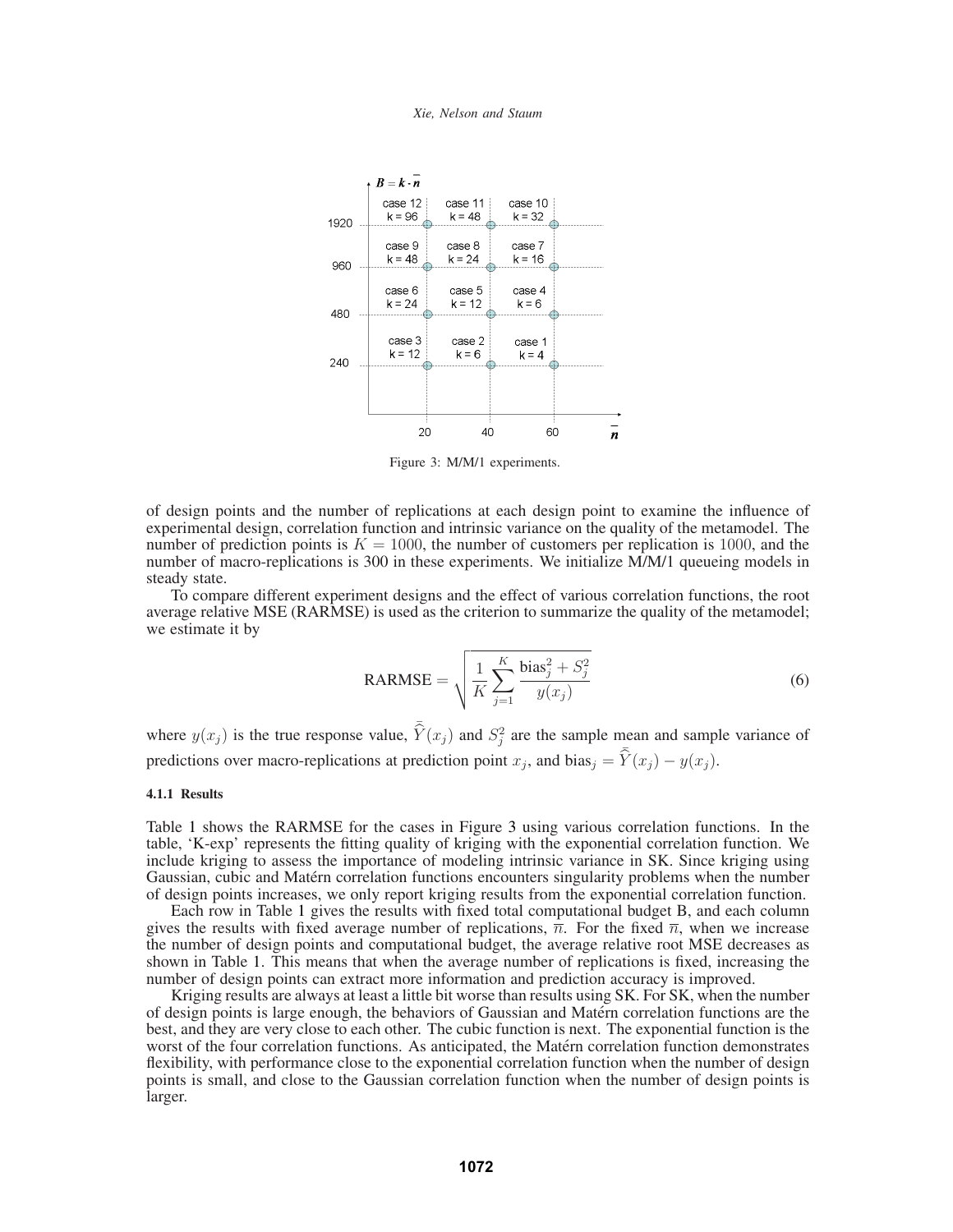Figure 3: M/M/1 experiments.

of design points and the number of replications at each design point to examine the influence of experimental design, correlation function and intrinsic variance on the quality of the metamodel. The number of prediction points is $K = 1000$, the number of customers per replication is $1000$, and the number of macro-replications is 300 in these experiments. We initialize M/M/1 queueing models in steady state.

To compare different experiment designs and the effect of various correlation functions, the root average relative MSE (RARMSE) is used as the criterion to summarize the quality of the metamodel; we estimate it by

$$\text{RARMSE} = \sqrt{\frac{1}{K}\sum_{j=1}^{K}\frac{\text{bias}_j^2 + S_j^2}{y(x_j)}} \tag{6}$$

where $y(x_j)$ is the true response value, $\bar{\widehat{Y}}(x_j)$ and $S_j^2$ are the sample mean and sample variance of predictions over macro-replications at prediction point $x_j$, and $\text{bias}_j = \bar{\widehat{Y}}(x_j) - y(x_j)$.

#### 4.1.1 Results

Table 1 shows the RARMSE for the cases in Figure 3 using various correlation functions. In the table, 'K-exp' represents the fitting quality of kriging with the exponential correlation function. We include kriging to assess the importance of modeling intrinsic variance in SK. Since kriging using Gaussian, cubic and Matérn correlation functions encounters singularity problems when the number of design points increases, we only report kriging results from the exponential correlation function.

Each row in Table 1 gives the results with fixed total computational budget B, and each column gives the results with fixed average number of replications, $\overline{n}$. For the fixed $\overline{n}$, when we increase the number of design points and computational budget, the average relative root MSE decreases as shown in Table 1. This means that when the average number of replications is fixed, increasing the number of design points can extract more information and prediction accuracy is improved.

Kriging results are always at least a little bit worse than results using SK. For SK, when the number of design points is large enough, the behaviors of Gaussian and Matérn correlation functions are the best, and they are very close to each other. The cubic function is next. The exponential function is the worst of the four correlation functions. As anticipated, the Matérn correlation function demonstrates flexibility, with performance close to the exponential correlation function when the number of design points is small, and close to the Gaussian correlation function when the number of design points is larger.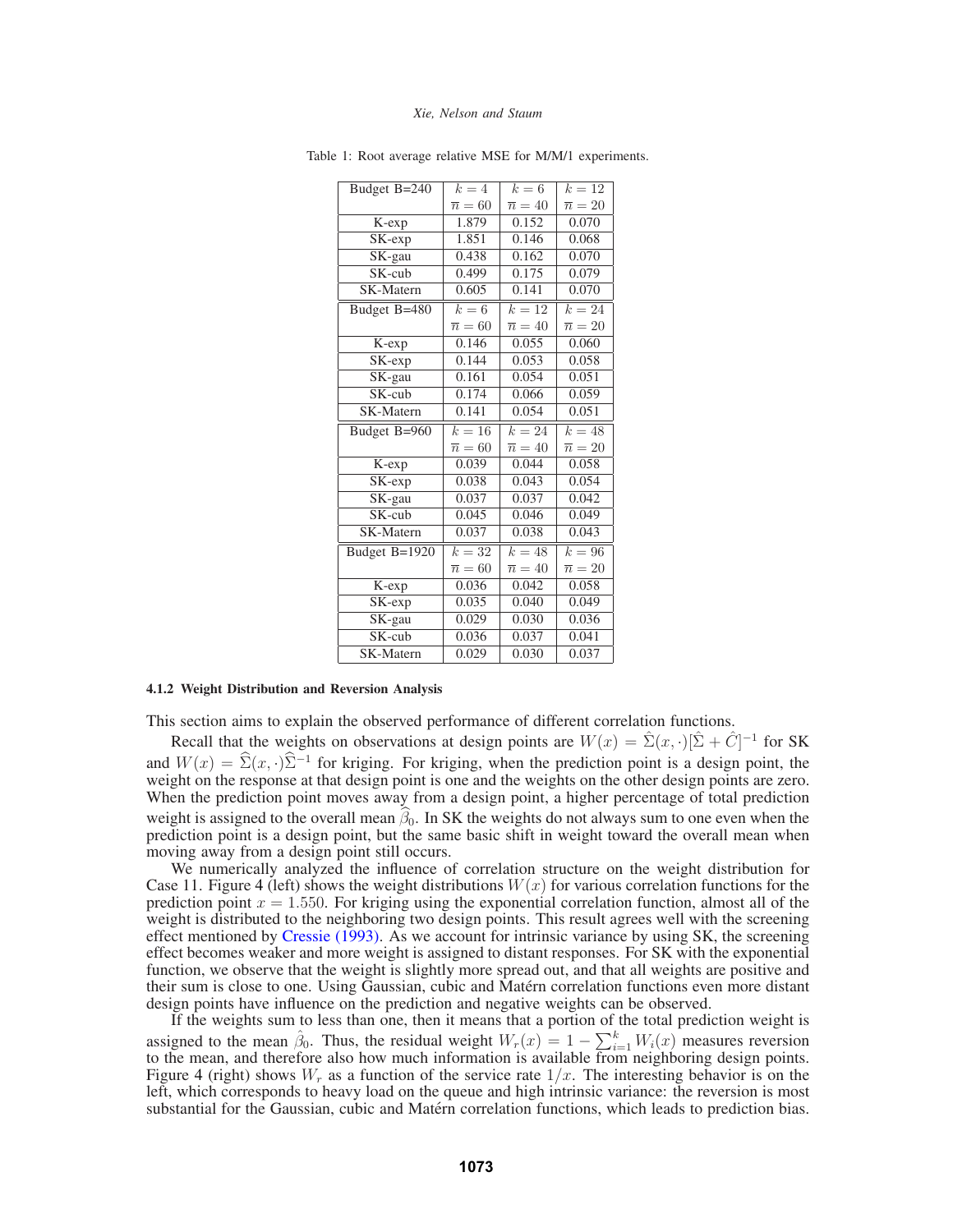Table 1: Root average relative MSE for M/M/1 experiments.

| Budget B=240 | $k=4$ $\overline{n}=60$ | $k=6$ $\overline{n}=40$ | $k=12$ $\overline{n}=20$ |
|---|---|---|---|
| K-exp | 1.879 | 0.152 | 0.070 |
| SK-exp | 1.851 | 0.146 | 0.068 |
| SK-gau | 0.438 | 0.162 | 0.070 |
| SK-cub | 0.499 | 0.175 | 0.079 |
| SK-Matern | 0.605 | 0.141 | 0.070 |
| **Budget B=480** | $k=6$ $\overline{n}=60$ | $k=12$ $\overline{n}=40$ | $k=24$ $\overline{n}=20$ |
| K-exp | 0.146 | 0.055 | 0.060 |
| SK-exp | 0.144 | 0.053 | 0.058 |
| SK-gau | 0.161 | 0.054 | 0.051 |
| SK-cub | 0.174 | 0.066 | 0.059 |
| SK-Matern | 0.141 | 0.054 | 0.051 |
| **Budget B=960** | $k=16$ $\overline{n}=60$ | $k=24$ $\overline{n}=40$ | $k=48$ $\overline{n}=20$ |
| K-exp | 0.039 | 0.044 | 0.058 |
| SK-exp | 0.038 | 0.043 | 0.054 |
| SK-gau | 0.037 | 0.037 | 0.042 |
| SK-cub | 0.045 | 0.046 | 0.049 |
| SK-Matern | 0.037 | 0.038 | 0.043 |
| **Budget B=1920** | $k=32$ $\overline{n}=60$ | $k=48$ $\overline{n}=40$ | $k=96$ $\overline{n}=20$ |
| K-exp | 0.036 | 0.042 | 0.058 |
| SK-exp | 0.035 | 0.040 | 0.049 |
| SK-gau | 0.029 | 0.030 | 0.036 |
| SK-cub | 0.036 | 0.037 | 0.041 |
| SK-Matern | 0.029 | 0.030 | 0.037 |

#### 4.1.2 Weight Distribution and Reversion Analysis

This section aims to explain the observed performance of different correlation functions.

Recall that the weights on observations at design points are $W(x) = \hat{\Sigma}(x,\cdot)[\hat{\Sigma} + \hat{C}]^{-1}$ for SK and $W(x) = \widehat{\Sigma}(x,\cdot)\widehat{\Sigma}^{-1}$ for kriging. For kriging, when the prediction point is a design point, the weight on the response at that design point is one and the weights on the other design points are zero. When the prediction point moves away from a design point, a higher percentage of total prediction weight is assigned to the overall mean $\widehat{\beta}_0$. In SK the weights do not always sum to one even when the prediction point is a design point, but the same basic shift in weight toward the overall mean when moving away from a design point still occurs.

We numerically analyzed the influence of correlation structure on the weight distribution for Case 11. Figure 4 (left) shows the weight distributions $W(x)$ for various correlation functions for the prediction point $x = 1.550$. For kriging using the exponential correlation function, almost all of the weight is distributed to the neighboring two design points. This result agrees well with the screening effect mentioned by Cressie (1993). As we account for intrinsic variance by using SK, the screening effect becomes weaker and more weight is assigned to distant responses. For SK with the exponential function, we observe that the weight is slightly more spread out, and that all weights are positive and their sum is close to one. Using Gaussian, cubic and Matérn correlation functions even more distant design points have influence on the prediction and negative weights can be observed.

If the weights sum to less than one, then it means that a portion of the total prediction weight is assigned to the mean $\hat{\beta}_0$. Thus, the residual weight $W_r(x) = 1 - \sum_{i=1}^{k} W_i(x)$ measures reversion to the mean, and therefore also how much information is available from neighboring design points. Figure 4 (right) shows $W_r$ as a function of the service rate $1/x$. The interesting behavior is on the left, which corresponds to heavy load on the queue and high intrinsic variance: the reversion is most substantial for the Gaussian, cubic and Matérn correlation functions, which leads to prediction bias.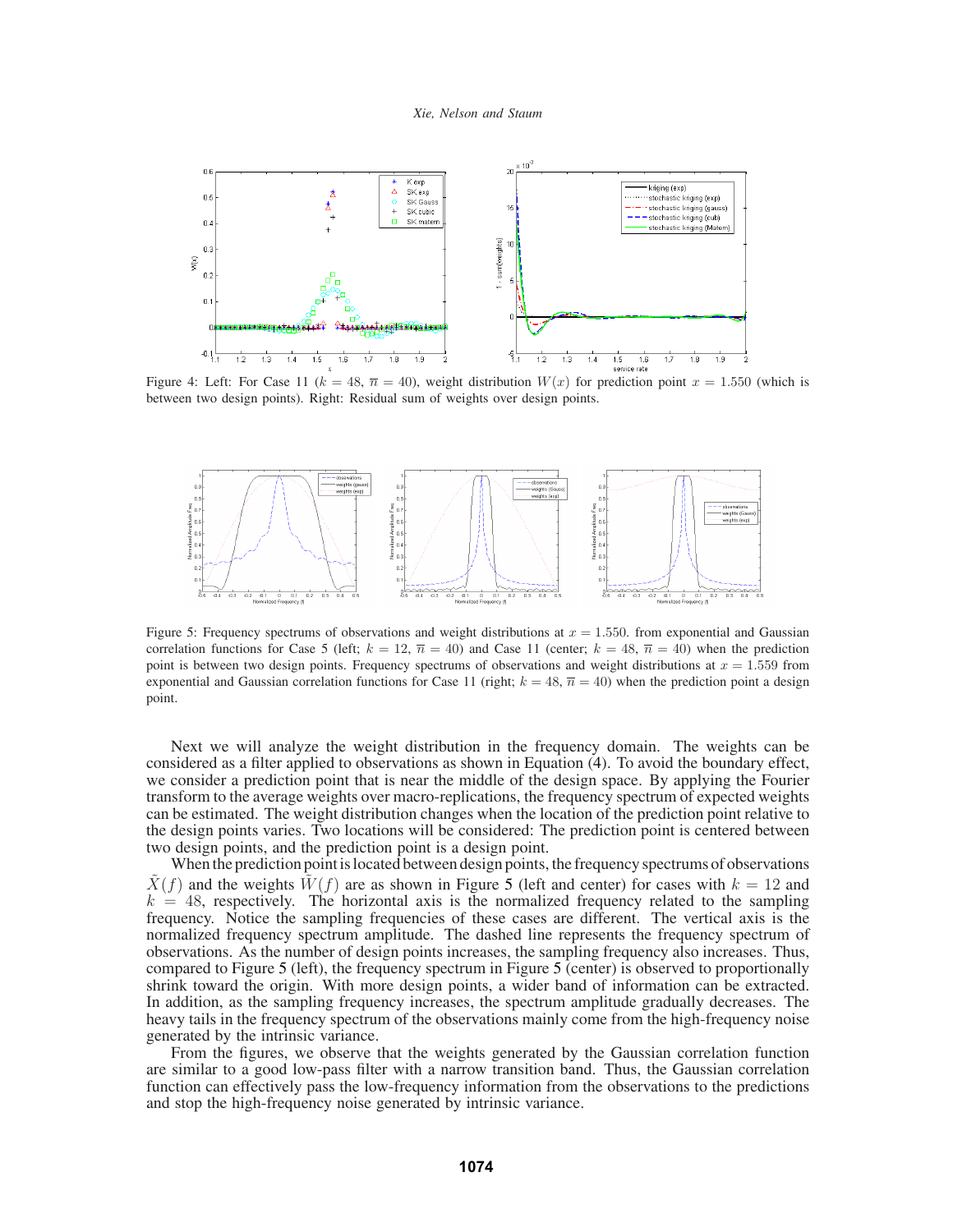Figure 4: Left: For Case 11 ($k = 48$, $\overline{n} = 40$), weight distribution $W(x)$ for prediction point $x = 1.550$ (which is between two design points). Right: Residual sum of weights over design points.

Figure 5: Frequency spectrums of observations and weight distributions at $x = 1.550$. from exponential and Gaussian correlation functions for Case 5 (left; $k = 12$, $\overline{n} = 40$) and Case 11 (center; $k = 48$, $\overline{n} = 40$) when the prediction point is between two design points. Frequency spectrums of observations and weight distributions at $x = 1.559$ from exponential and Gaussian correlation functions for Case 11 (right; $k = 48$, $\overline{n} = 40$) when the prediction point a design point.

Next we will analyze the weight distribution in the frequency domain. The weights can be considered as a filter applied to observations as shown in Equation (4). To avoid the boundary effect, we consider a prediction point that is near the middle of the design space. By applying the Fourier transform to the average weights over macro-replications, the frequency spectrum of expected weights can be estimated. The weight distribution changes when the location of the prediction point relative to the design points varies. Two locations will be considered: The prediction point is centered between two design points, and the prediction point is a design point.

When the prediction point is located between design points, the frequency spectrums of observations $\tilde{X}(f)$ and the weights $\tilde{W}(f)$ are as shown in Figure 5 (left and center) for cases with $k = 12$ and $k = 48$, respectively. The horizontal axis is the normalized frequency related to the sampling frequency. Notice the sampling frequencies of these cases are different. The vertical axis is the normalized frequency spectrum amplitude. The dashed line represents the frequency spectrum of observations. As the number of design points increases, the sampling frequency also increases. Thus, compared to Figure 5 (left), the frequency spectrum in Figure 5 (center) is observed to proportionally shrink toward the origin. With more design points, a wider band of information can be extracted. In addition, as the sampling frequency increases, the spectrum amplitude gradually decreases. The heavy tails in the frequency spectrum of the observations mainly come from the high-frequency noise generated by the intrinsic variance.

From the figures, we observe that the weights generated by the Gaussian correlation function are similar to a good low-pass filter with a narrow transition band. Thus, the Gaussian correlation function can effectively pass the low-frequency information from the observations to the predictions and stop the high-frequency noise generated by intrinsic variance.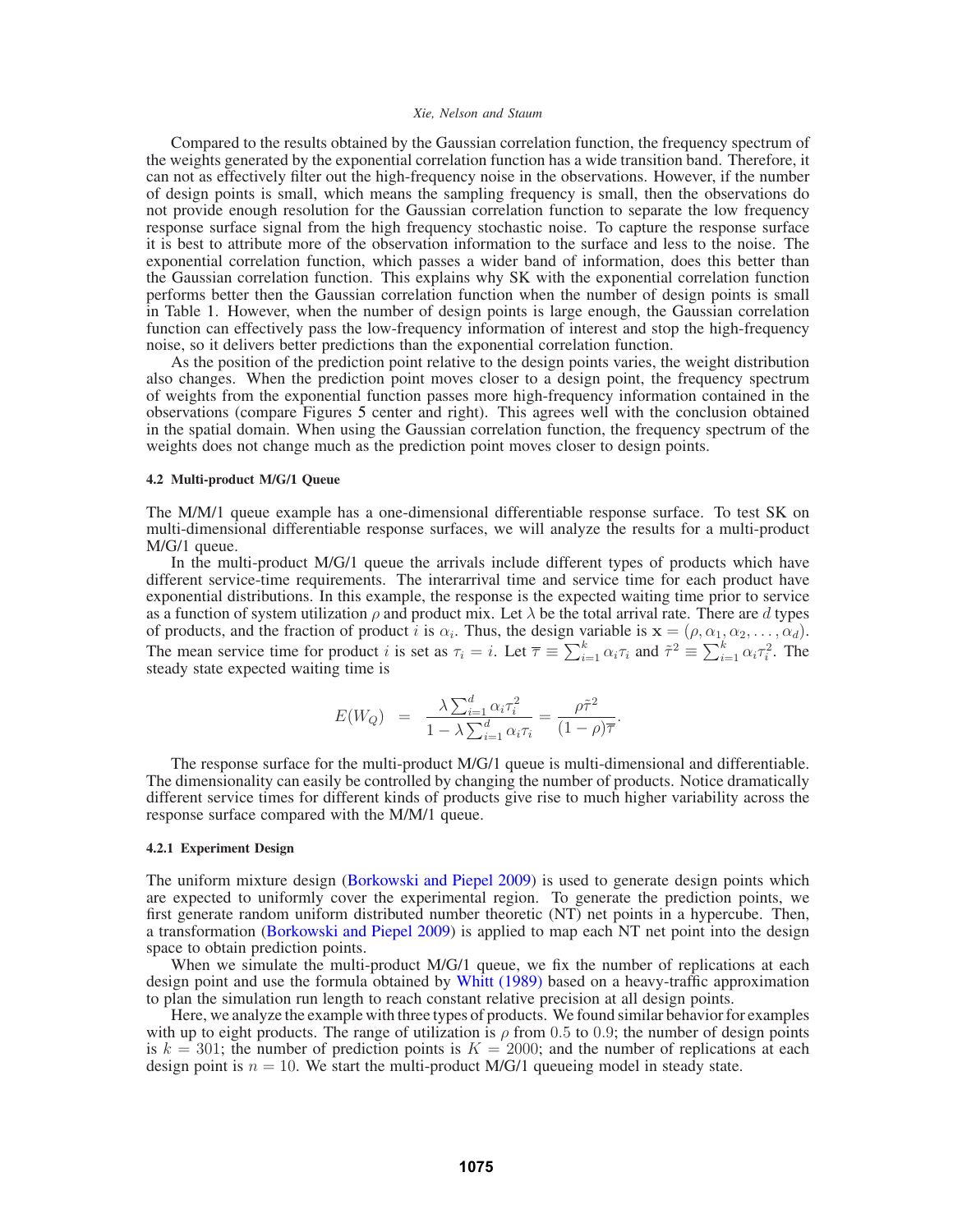Compared to the results obtained by the Gaussian correlation function, the frequency spectrum of the weights generated by the exponential correlation function has a wide transition band. Therefore, it can not as effectively filter out the high-frequency noise in the observations. However, if the number of design points is small, which means the sampling frequency is small, then the observations do not provide enough resolution for the Gaussian correlation function to separate the low frequency response surface signal from the high frequency stochastic noise. To capture the response surface it is best to attribute more of the observation information to the surface and less to the noise. The exponential correlation function, which passes a wider band of information, does this better than the Gaussian correlation function. This explains why SK with the exponential correlation function performs better then the Gaussian correlation function when the number of design points is small in Table 1. However, when the number of design points is large enough, the Gaussian correlation function can effectively pass the low-frequency information of interest and stop the high-frequency noise, so it delivers better predictions than the exponential correlation function.

As the position of the prediction point relative to the design points varies, the weight distribution also changes. When the prediction point moves closer to a design point, the frequency spectrum of weights from the exponential function passes more high-frequency information contained in the observations (compare Figures 5 center and right). This agrees well with the conclusion obtained in the spatial domain. When using the Gaussian correlation function, the frequency spectrum of the weights does not change much as the prediction point moves closer to design points.

#### 4.2 Multi-product M/G/1 Queue

The M/M/1 queue example has a one-dimensional differentiable response surface. To test SK on multi-dimensional differentiable response surfaces, we will analyze the results for a multi-product M/G/1 queue.

In the multi-product M/G/1 queue the arrivals include different types of products which have different service-time requirements. The interarrival time and service time for each product have exponential distributions. In this example, the response is the expected waiting time prior to service as a function of system utilization $\rho$ and product mix. Let $\lambda$ be the total arrival rate. There are $d$ types of products, and the fraction of product $i$ is $\alpha_i$. Thus, the design variable is $\mathbf{x} = (\rho, \alpha_1, \alpha_2, \ldots, \alpha_d)$. The mean service time for product $i$ is set as $\tau_i = i$. Let $\overline{\tau} \equiv \sum_{i=1}^{k} \alpha_i \tau_i$ and $\tilde{\tau}^2 \equiv \sum_{i=1}^{k} \alpha_i \tau_i^2$. The steady state expected waiting time is

$$E(W_Q) \quad = \quad \frac{\lambda \sum_{i=1}^{d} \alpha_i \tau_i^2}{1 - \lambda \sum_{i=1}^{d} \alpha_i \tau_i} = \frac{\rho \tilde{\tau}^2}{(1-\rho)\overline{\tau}}.$$

The response surface for the multi-product M/G/1 queue is multi-dimensional and differentiable. The dimensionality can easily be controlled by changing the number of products. Notice dramatically different service times for different kinds of products give rise to much higher variability across the response surface compared with the M/M/1 queue.

##### 4.2.1 Experiment Design

The uniform mixture design (Borkowski and Piepel 2009) is used to generate design points which are expected to uniformly cover the experimental region. To generate the prediction points, we first generate random uniform distributed number theoretic (NT) net points in a hypercube. Then, a transformation (Borkowski and Piepel 2009) is applied to map each NT net point into the design space to obtain prediction points.

When we simulate the multi-product M/G/1 queue, we fix the number of replications at each design point and use the formula obtained by Whitt (1989) based on a heavy-traffic approximation to plan the simulation run length to reach constant relative precision at all design points.

Here, we analyze the example with three types of products. We found similar behavior for examples with up to eight products. The range of utilization is $\rho$ from $0.5$ to $0.9$; the number of design points is $k = 301$; the number of prediction points is $K = 2000$; and the number of replications at each design point is $n = 10$. We start the multi-product M/G/1 queueing model in steady state.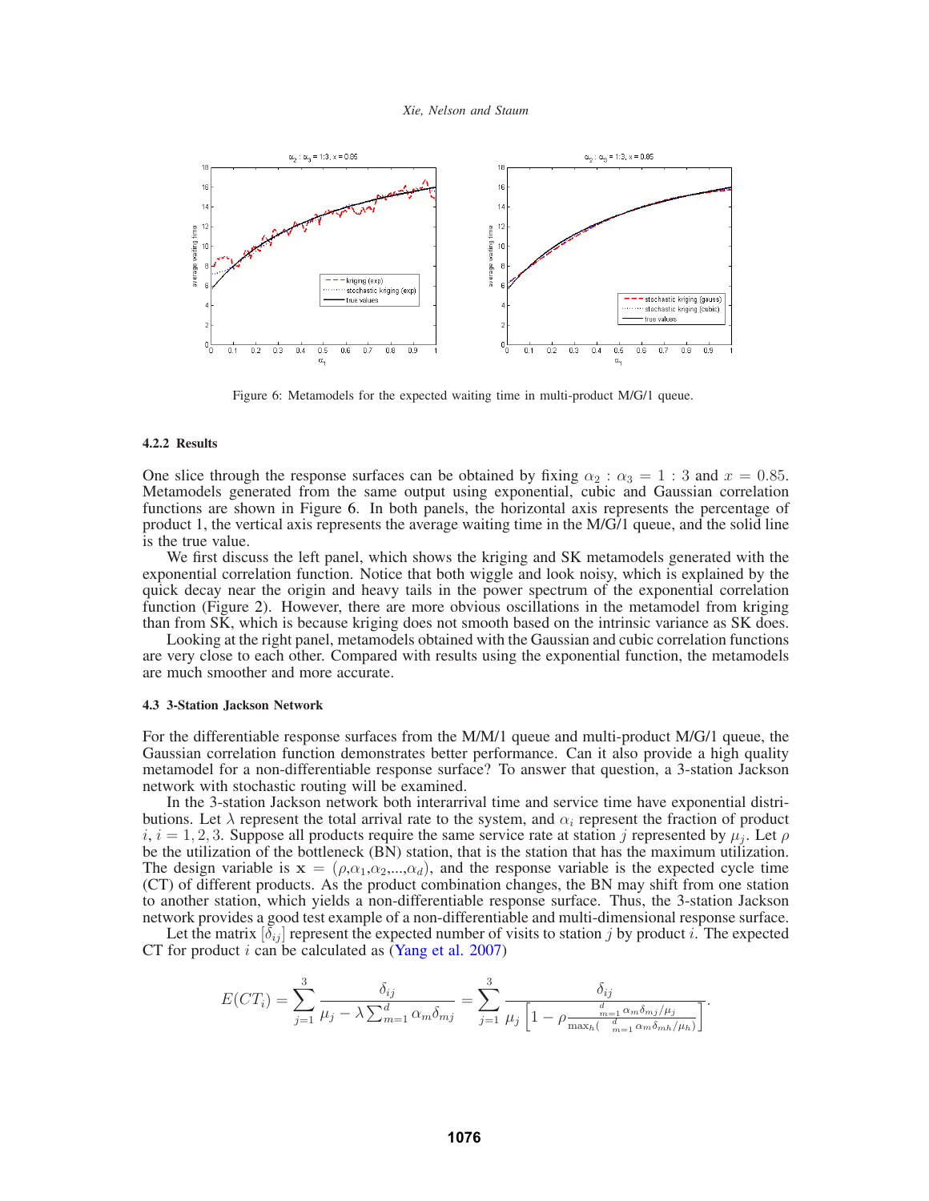Figure 6: Metamodels for the expected waiting time in multi-product M/G/1 queue.

#### 4.2.2 Results

One slice through the response surfaces can be obtained by fixing $\alpha_2 : \alpha_3 = 1 : 3$ and $x = 0.85$. Metamodels generated from the same output using exponential, cubic and Gaussian correlation functions are shown in Figure 6. In both panels, the horizontal axis represents the percentage of product 1, the vertical axis represents the average waiting time in the M/G/1 queue, and the solid line is the true value.

We first discuss the left panel, which shows the kriging and SK metamodels generated with the exponential correlation function. Notice that both wiggle and look noisy, which is explained by the quick decay near the origin and heavy tails in the power spectrum of the exponential correlation function (Figure 2). However, there are more obvious oscillations in the metamodel from kriging than from SK, which is because kriging does not smooth based on the intrinsic variance as SK does.

Looking at the right panel, metamodels obtained with the Gaussian and cubic correlation functions are very close to each other. Compared with results using the exponential function, the metamodels are much smoother and more accurate.

### 4.3 3-Station Jackson Network

For the differentiable response surfaces from the M/M/1 queue and multi-product M/G/1 queue, the Gaussian correlation function demonstrates better performance. Can it also provide a high quality metamodel for a non-differentiable response surface? To answer that question, a 3-station Jackson network with stochastic routing will be examined.

In the 3-station Jackson network both interarrival time and service time have exponential distributions. Let $\lambda$ represent the total arrival rate to the system, and $\alpha_i$ represent the fraction of product $i$, $i = 1, 2, 3$. Suppose all products require the same service rate at station $j$ represented by $\mu_j$. Let $\rho$ be the utilization of the bottleneck (BN) station, that is the station that has the maximum utilization. The design variable is $\mathbf{x} = (\rho, \alpha_1, \alpha_2, ..., \alpha_d)$, and the response variable is the expected cycle time (CT) of different products. As the product combination changes, the BN may shift from one station to another station, which yields a non-differentiable response surface. Thus, the 3-station Jackson network provides a good test example of a non-differentiable and multi-dimensional response surface.

Let the matrix $[\delta_{ij}]$ represent the expected number of visits to station $j$ by product $i$. The expected CT for product $i$ can be calculated as (Yang et al. 2007)

$$E(CT_i) = \sum_{j=1}^{3} \frac{\delta_{ij}}{\mu_j - \lambda \sum_{m=1}^{d} \alpha_m \delta_{mj}} = \sum_{j=1}^{3} \frac{\delta_{ij}}{\mu_j \left[1 - \rho \frac{\sum_{m=1}^{d} \alpha_m \delta_{mj}/\mu_j}{\max_h(\sum_{m=1}^{d} \alpha_m \delta_{mh}/\mu_h)}\right]}.$$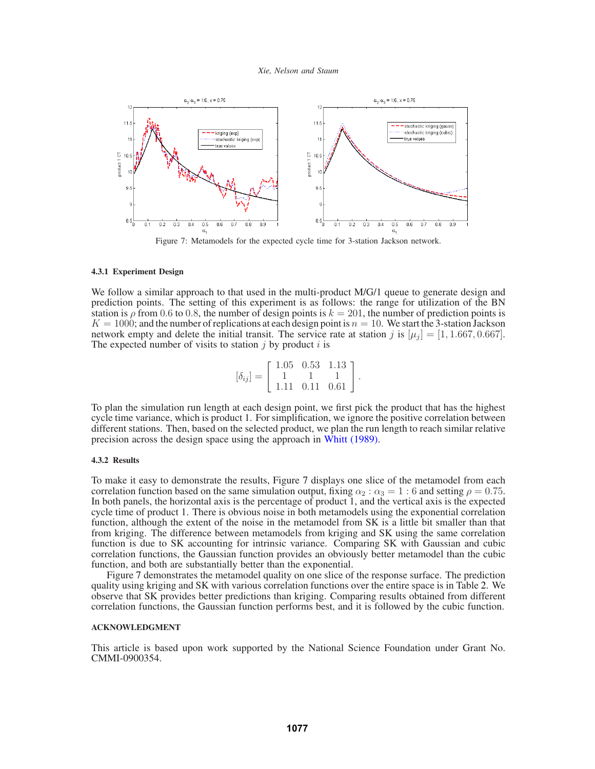Figure 7: Metamodels for the expected cycle time for 3-station Jackson network.

#### 4.3.1 Experiment Design

We follow a similar approach to that used in the multi-product M/G/1 queue to generate design and prediction points. The setting of this experiment is as follows: the range for utilization of the BN station is $\rho$ from 0.6 to 0.8, the number of design points is $k = 201$, the number of prediction points is $K = 1000$; and the number of replications at each design point is $n = 10$. We start the 3-station Jackson network empty and delete the initial transit. The service rate at station $j$ is $[\mu_j] = [1, 1.667, 0.667]$. The expected number of visits to station $j$ by product $i$ is

$$[\delta_{ij}] = \begin{bmatrix} 1.05 & 0.53 & 1.13 \\ 1 & 1 & 1 \\ 1.11 & 0.11 & 0.61 \end{bmatrix}.$$

To plan the simulation run length at each design point, we first pick the product that has the highest cycle time variance, which is product 1. For simplification, we ignore the positive correlation between different stations. Then, based on the selected product, we plan the run length to reach similar relative precision across the design space using the approach in Whitt (1989).

#### 4.3.2 Results

To make it easy to demonstrate the results, Figure 7 displays one slice of the metamodel from each correlation function based on the same simulation output, fixing $\alpha_2 : \alpha_3 = 1 : 6$ and setting $\rho = 0.75$. In both panels, the horizontal axis is the percentage of product 1, and the vertical axis is the expected cycle time of product 1. There is obvious noise in both metamodels using the exponential correlation function, although the extent of the noise in the metamodel from SK is a little bit smaller than that from kriging. The difference between metamodels from kriging and SK using the same correlation function is due to SK accounting for intrinsic variance. Comparing SK with Gaussian and cubic correlation functions, the Gaussian function provides an obviously better metamodel than the cubic function, and both are substantially better than the exponential.

Figure 7 demonstrates the metamodel quality on one slice of the response surface. The prediction quality using kriging and SK with various correlation functions over the entire space is in Table 2. We observe that SK provides better predictions than kriging. Comparing results obtained from different correlation functions, the Gaussian function performs best, and it is followed by the cubic function.

### ACKNOWLEDGMENT

This article is based upon work supported by the National Science Foundation under Grant No. CMMI-0900354.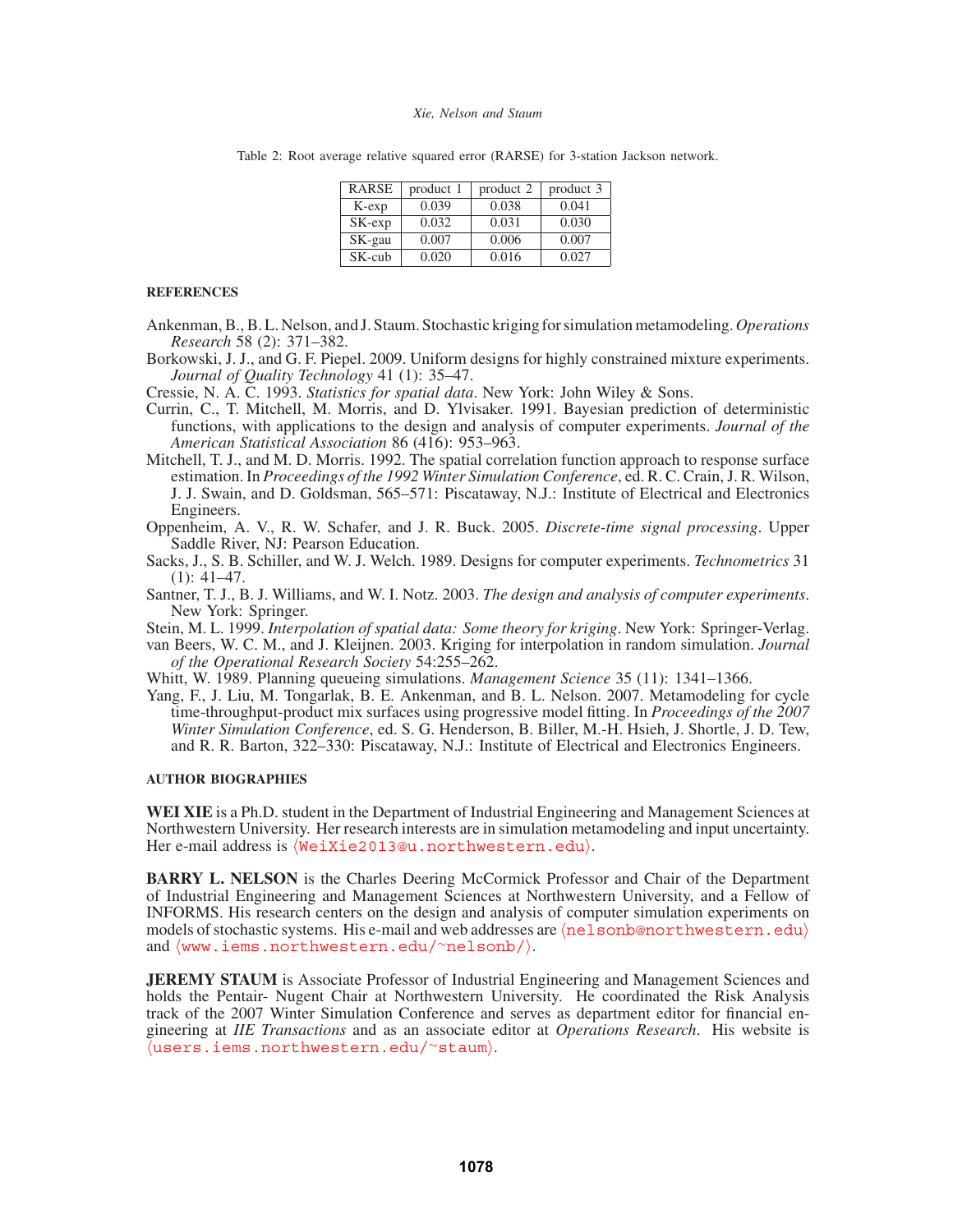Table 2: Root average relative squared error (RARSE) for 3-station Jackson network.

| RARSE | product 1 | product 2 | product 3 |
|---|---|---|---|
| K-exp | 0.039 | 0.038 | 0.041 |
| SK-exp | 0.032 | 0.031 | 0.030 |
| SK-gau | 0.007 | 0.006 | 0.007 |
| SK-cub | 0.020 | 0.016 | 0.027 |

## REFERENCES

Ankenman, B., B. L. Nelson, and J. Staum. Stochastic kriging for simulation metamodeling. *Operations Research* 58 (2): 371–382.

Borkowski, J. J., and G. F. Piepel. 2009. Uniform designs for highly constrained mixture experiments. *Journal of Quality Technology* 41 (1): 35–47.

Cressie, N. A. C. 1993. *Statistics for spatial data*. New York: John Wiley & Sons.

Currin, C., T. Mitchell, M. Morris, and D. Ylvisaker. 1991. Bayesian prediction of deterministic functions, with applications to the design and analysis of computer experiments. *Journal of the American Statistical Association* 86 (416): 953–963.

Mitchell, T. J., and M. D. Morris. 1992. The spatial correlation function approach to response surface estimation. In *Proceedings of the 1992 Winter Simulation Conference*, ed. R. C. Crain, J. R. Wilson, J. J. Swain, and D. Goldsman, 565–571: Piscataway, N.J.: Institute of Electrical and Electronics Engineers.

Oppenheim, A. V., R. W. Schafer, and J. R. Buck. 2005. *Discrete-time signal processing*. Upper Saddle River, NJ: Pearson Education.

Sacks, J., S. B. Schiller, and W. J. Welch. 1989. Designs for computer experiments. *Technometrics* 31 (1): 41–47.

Santner, T. J., B. J. Williams, and W. I. Notz. 2003. *The design and analysis of computer experiments*. New York: Springer.

Stein, M. L. 1999. *Interpolation of spatial data: Some theory for kriging*. New York: Springer-Verlag.

van Beers, W. C. M., and J. Kleijnen. 2003. Kriging for interpolation in random simulation. *Journal of the Operational Research Society* 54:255–262.

Whitt, W. 1989. Planning queueing simulations. *Management Science* 35 (11): 1341–1366.

Yang, F., J. Liu, M. Tongarlak, B. E. Ankenman, and B. L. Nelson. 2007. Metamodeling for cycle time-throughput-product mix surfaces using progressive model fitting. In *Proceedings of the 2007 Winter Simulation Conference*, ed. S. G. Henderson, B. Biller, M.-H. Hsieh, J. Shortle, J. D. Tew, and R. R. Barton, 322–330: Piscataway, N.J.: Institute of Electrical and Electronics Engineers.

## AUTHOR BIOGRAPHIES

**WEI XIE** is a Ph.D. student in the Department of Industrial Engineering and Management Sciences at Northwestern University. Her research interests are in simulation metamodeling and input uncertainty. Her e-mail address is ⟨WeiXie2013@u.northwestern.edu⟩.

**BARRY L. NELSON** is the Charles Deering McCormick Professor and Chair of the Department of Industrial Engineering and Management Sciences at Northwestern University, and a Fellow of INFORMS. His research centers on the design and analysis of computer simulation experiments on models of stochastic systems. His e-mail and web addresses are ⟨nelsonb@northwestern.edu⟩ and ⟨www.iems.northwestern.edu/~nelsonb/⟩.

**JEREMY STAUM** is Associate Professor of Industrial Engineering and Management Sciences and holds the Pentair- Nugent Chair at Northwestern University. He coordinated the Risk Analysis track of the 2007 Winter Simulation Conference and serves as department editor for financial engineering at *IIE Transactions* and as an associate editor at *Operations Research*. His website is ⟨users.iems.northwestern.edu/~staum⟩.